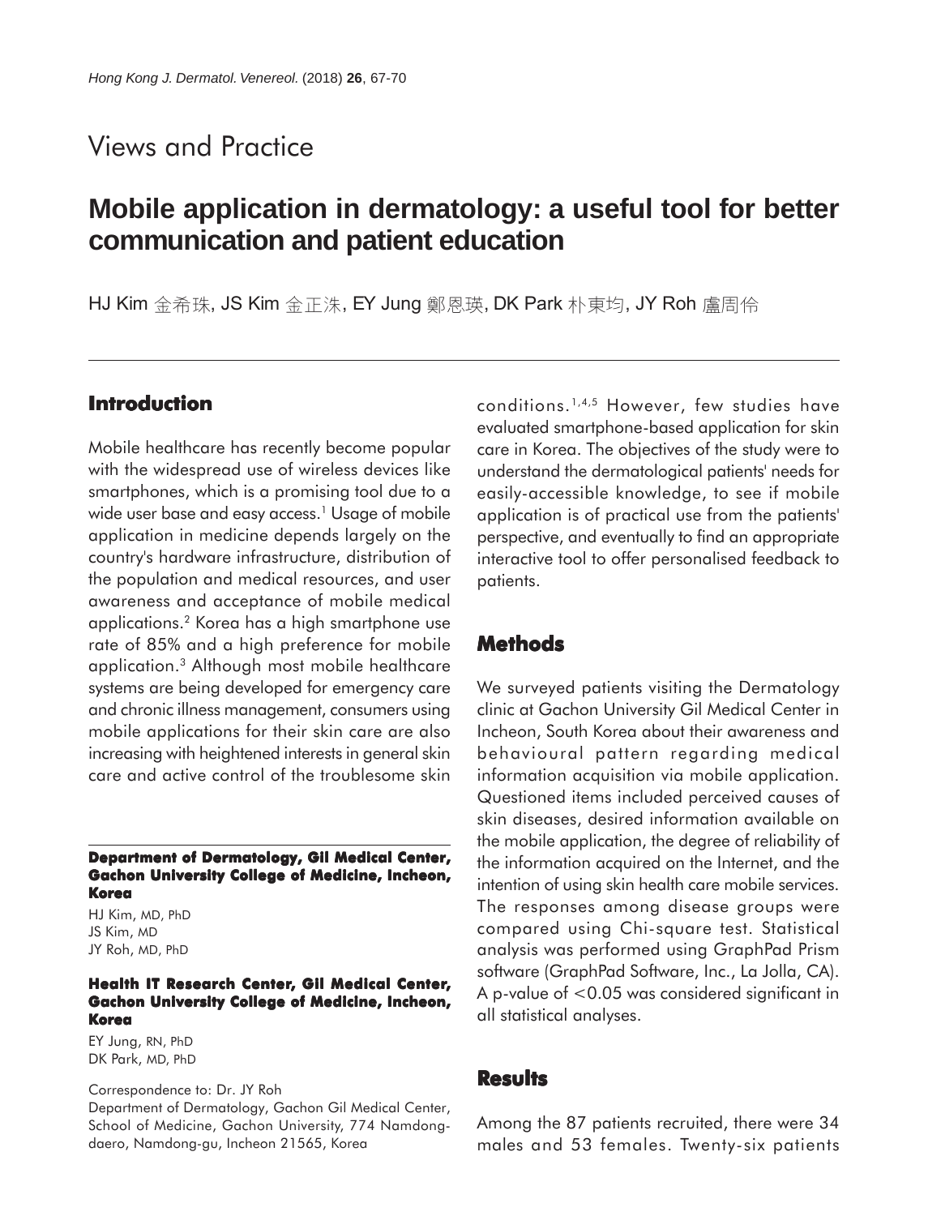Views and Practice

# Mobile application in dermatology: a useful tool for better communication and patient education

HJ Kim 金希珠, JS Kim 金正洙, EY Jung 鄭恩瑛, DK Park 朴東均, JY Roh 盧周佾

## Introduction

Mobile healthcare has recently become popular with the widespread use of wireless devices like smartphones, which is a promising tool due to a wide user base and easy access.[1] Usage of mobile application in medicine depends largely on the country's hardware infrastructure, distribution of the population and medical resources, and user awareness and acceptance of mobile medical applications.[2] Korea has a high smartphone use rate of 85% and a high preference for mobile application.[3] Although most mobile healthcare systems are being developed for emergency care and chronic illness management, consumers using mobile applications for their skin care are also increasing with heightened interests in general skin care and active control of the troublesome skin conditions.[1,4,5] However, few studies have evaluated smartphone-based application for skin care in Korea. The objectives of the study were to understand the dermatological patients' needs for easily-accessible knowledge, to see if mobile application is of practical use from the patients' perspective, and eventually to find an appropriate interactive tool to offer personalised feedback to patients.

## Methods

We surveyed patients visiting the Dermatology clinic at Gachon University Gil Medical Center in Incheon, South Korea about their awareness and behavioural pattern regarding medical information acquisition via mobile application. Questioned items included perceived causes of skin diseases, desired information available on the mobile application, the degree of reliability of the information acquired on the Internet, and the intention of using skin health care mobile services. The responses among disease groups were compared using Chi-square test. Statistical analysis was performed using GraphPad Prism software (GraphPad Software, Inc., La Jolla, CA). A p-value of $<0.05$ was considered significant in all statistical analyses.

## Results

Among the 87 patients recruited, there were 34 males and 53 females. Twenty-six patients

**Department of Dermatology, Gil Medical Center, Gachon University College of Medicine, Incheon, Korea**

HJ Kim, MD, PhD
JS Kim, MD
JY Roh, MD, PhD

**Health IT Research Center, Gil Medical Center, Gachon University College of Medicine, Incheon, Korea**

EY Jung, RN, PhD
DK Park, MD, PhD

Correspondence to: Dr. JY Roh
Department of Dermatology, Gachon Gil Medical Center, School of Medicine, Gachon University, 774 Namdong-daero, Namdong-gu, Incheon 21565, Korea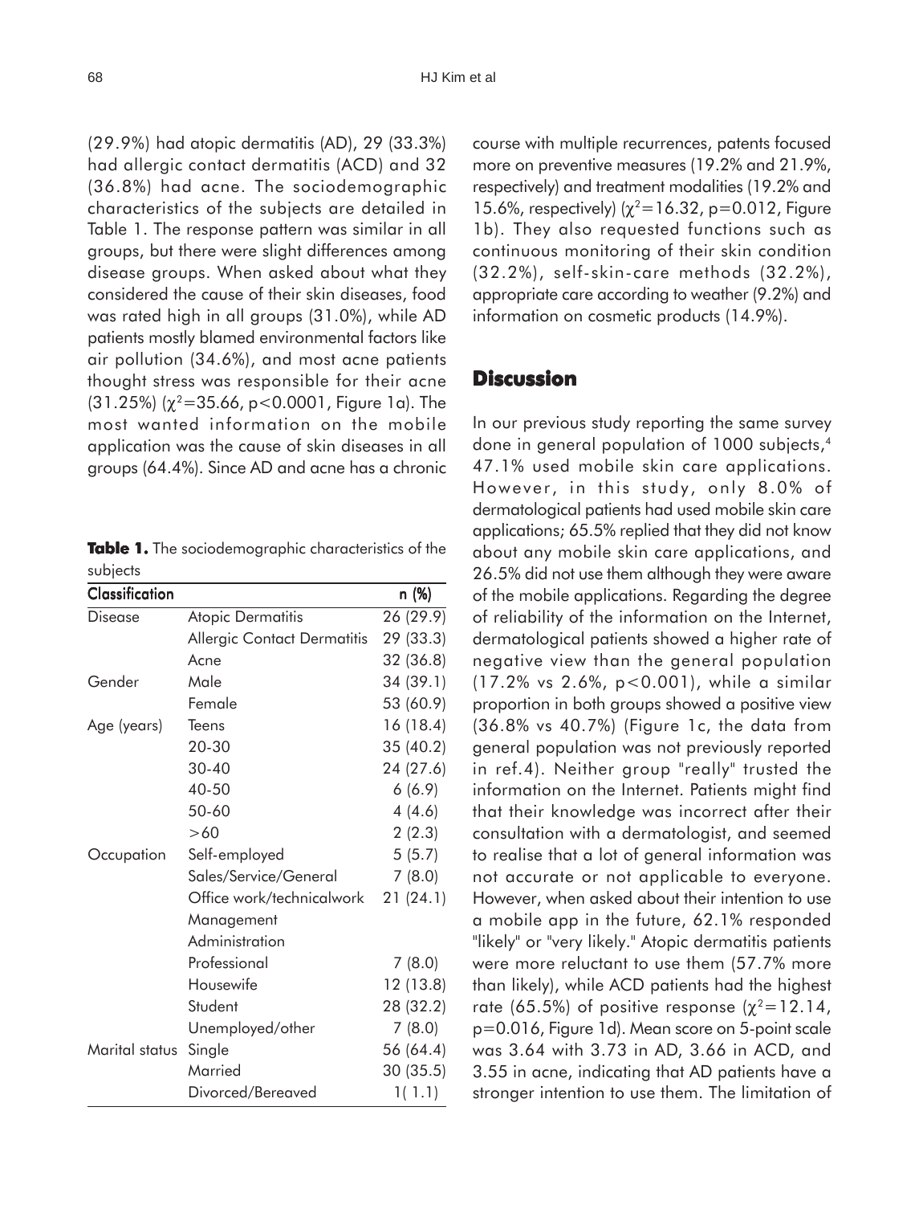(29.9%) had atopic dermatitis (AD), 29 (33.3%) had allergic contact dermatitis (ACD) and 32 (36.8%) had acne. The sociodemographic characteristics of the subjects are detailed in Table 1. The response pattern was similar in all groups, but there were slight differences among disease groups. When asked about what they considered the cause of their skin diseases, food was rated high in all groups (31.0%), while AD patients mostly blamed environmental factors like air pollution (34.6%), and most acne patients thought stress was responsible for their acne (31.25%) ($\chi^2$=35.66, p<0.0001, Figure 1a). The most wanted information on the mobile application was the cause of skin diseases in all groups (64.4%). Since AD and acne has a chronic course with multiple recurrences, patents focused more on preventive measures (19.2% and 21.9%, respectively) and treatment modalities (19.2% and 15.6%, respectively) ($\chi^2$=16.32, p=0.012, Figure 1b). They also requested functions such as continuous monitoring of their skin condition (32.2%), self-skin-care methods (32.2%), appropriate care according to weather (9.2%) and information on cosmetic products (14.9%).

**Table 1.** The sociodemographic characteristics of the subjects

| Classification | | n (%) |
|---|---|---|
| Disease | Atopic Dermatitis | 26 (29.9) |
| | Allergic Contact Dermatitis | 29 (33.3) |
| | Acne | 32 (36.8) |
| Gender | Male | 34 (39.1) |
| | Female | 53 (60.9) |
| Age (years) | Teens | 16 (18.4) |
| | 20-30 | 35 (40.2) |
| | 30-40 | 24 (27.6) |
| | 40-50 | 6 (6.9) |
| | 50-60 | 4 (4.6) |
| | >60 | 2 (2.3) |
| Occupation | Self-employed | 5 (5.7) |
| | Sales/Service/General | 7 (8.0) |
| | Office work/technicalwork Management Administration | 21 (24.1) |
| | Professional | 7 (8.0) |
| | Housewife | 12 (13.8) |
| | Student | 28 (32.2) |
| | Unemployed/other | 7 (8.0) |
| Marital status | Single | 56 (64.4) |
| | Married | 30 (35.5) |
| | Divorced/Bereaved | 1( 1.1) |

## Discussion

In our previous study reporting the same survey done in general population of 1000 subjects,[4] 47.1% used mobile skin care applications. However, in this study, only 8.0% of dermatological patients had used mobile skin care applications; 65.5% replied that they did not know about any mobile skin care applications, and 26.5% did not use them although they were aware of the mobile applications. Regarding the degree of reliability of the information on the Internet, dermatological patients showed a higher rate of negative view than the general population (17.2% vs 2.6%, p<0.001), while a similar proportion in both groups showed a positive view (36.8% vs 40.7%) (Figure 1c, the data from general population was not previously reported in ref.4). Neither group "really" trusted the information on the Internet. Patients might find that their knowledge was incorrect after their consultation with a dermatologist, and seemed to realise that a lot of general information was not accurate or not applicable to everyone. However, when asked about their intention to use a mobile app in the future, 62.1% responded "likely" or "very likely." Atopic dermatitis patients were more reluctant to use them (57.7% more than likely), while ACD patients had the highest rate (65.5%) of positive response ($\chi^2$=12.14, p=0.016, Figure 1d). Mean score on 5-point scale was 3.64 with 3.73 in AD, 3.66 in ACD, and 3.55 in acne, indicating that AD patients have a stronger intention to use them. The limitation of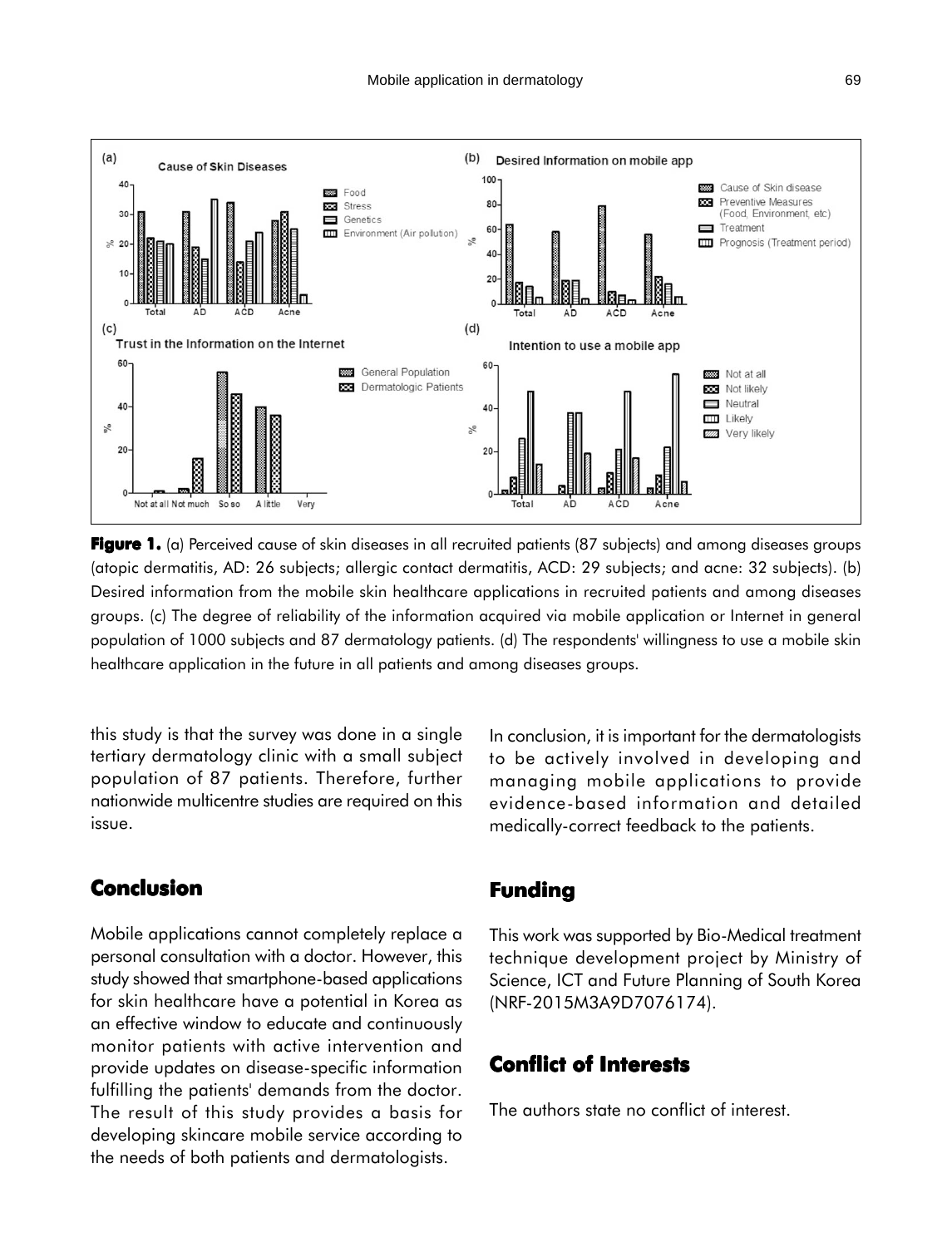**Figure 1.** (a) Perceived cause of skin diseases in all recruited patients (87 subjects) and among diseases groups (atopic dermatitis, AD: 26 subjects; allergic contact dermatitis, ACD: 29 subjects; and acne: 32 subjects). (b) Desired information from the mobile skin healthcare applications in recruited patients and among diseases groups. (c) The degree of reliability of the information acquired via mobile application or Internet in general population of 1000 subjects and 87 dermatology patients. (d) The respondents' willingness to use a mobile skin healthcare application in the future in all patients and among diseases groups.

this study is that the survey was done in a single tertiary dermatology clinic with a small subject population of 87 patients. Therefore, further nationwide multicentre studies are required on this issue.

## Conclusion

Mobile applications cannot completely replace a personal consultation with a doctor. However, this study showed that smartphone-based applications for skin healthcare have a potential in Korea as an effective window to educate and continuously monitor patients with active intervention and provide updates on disease-specific information fulfilling the patients' demands from the doctor. The result of this study provides a basis for developing skincare mobile service according to the needs of both patients and dermatologists.

In conclusion, it is important for the dermatologists to be actively involved in developing and managing mobile applications to provide evidence-based information and detailed medically-correct feedback to the patients.

## Funding

This work was supported by Bio-Medical treatment technique development project by Ministry of Science, ICT and Future Planning of South Korea (NRF-2015M3A9D7076174).

## Conflict of Interests

The authors state no conflict of interest.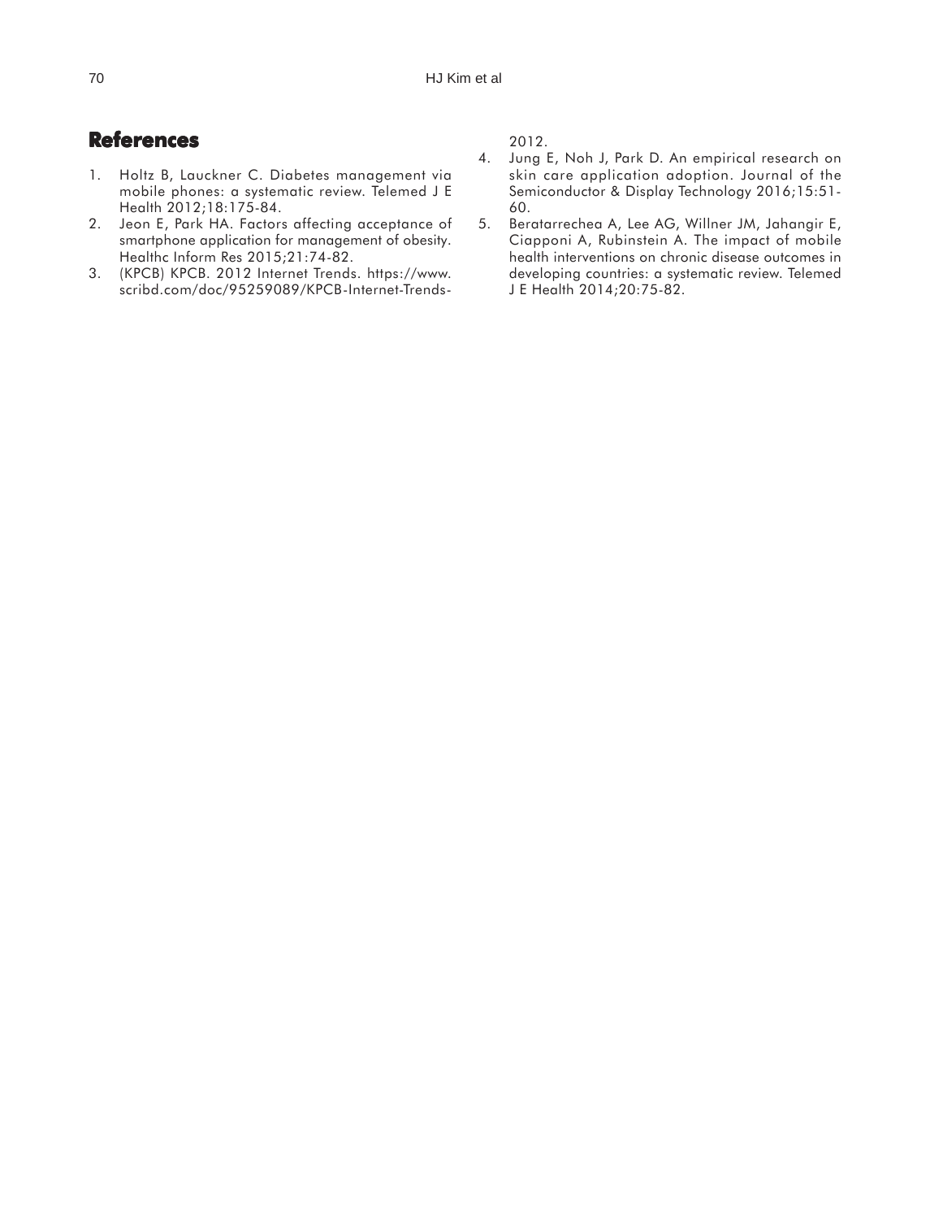## References

1. Holtz B, Lauckner C. Diabetes management via mobile phones: a systematic review. Telemed J E Health 2012;18:175-84.
2. Jeon E, Park HA. Factors affecting acceptance of smartphone application for management of obesity. Healthc Inform Res 2015;21:74-82.
3. (KPCB) KPCB. 2012 Internet Trends. https://www.scribd.com/doc/95259089/KPCB-Internet-Trends-2012.
4. Jung E, Noh J, Park D. An empirical research on skin care application adoption. Journal of the Semiconductor & Display Technology 2016;15:51-60.
5. Beratarrechea A, Lee AG, Willner JM, Jahangir E, Ciapponi A, Rubinstein A. The impact of mobile health interventions on chronic disease outcomes in developing countries: a systematic review. Telemed J E Health 2014;20:75-82.